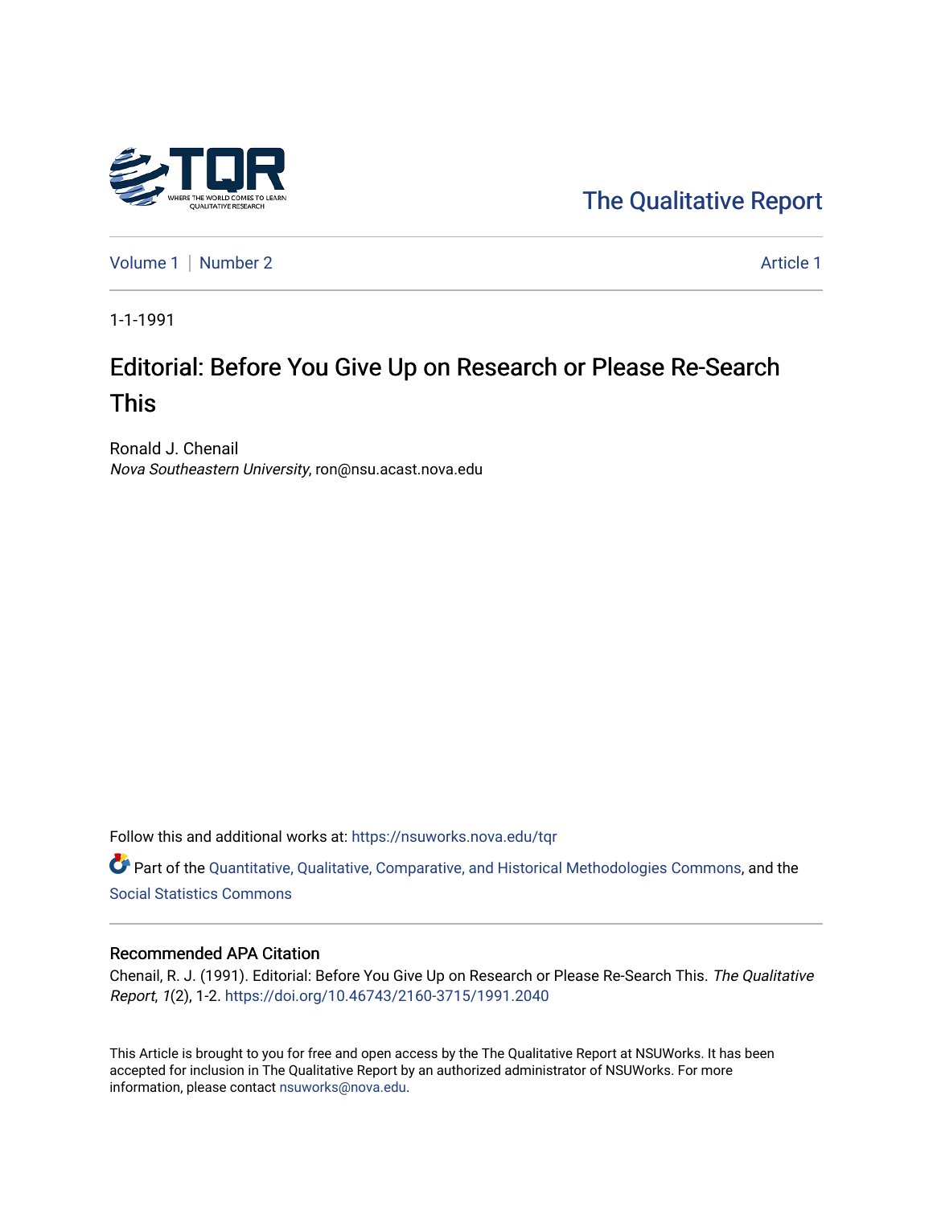The Qualitative Report

Volume 1 | Number 2 | Article 1

1-1-1991

# Editorial: Before You Give Up on Research or Please Re-Search This

Ronald J. Chenail
*Nova Southeastern University*, ron@nsu.acast.nova.edu

Follow this and additional works at: https://nsuworks.nova.edu/tqr

Part of the Quantitative, Qualitative, Comparative, and Historical Methodologies Commons, and the Social Statistics Commons

## Recommended APA Citation

Chenail, R. J. (1991). Editorial: Before You Give Up on Research or Please Re-Search This. *The Qualitative Report*, *1*(2), 1-2. https://doi.org/10.46743/2160-3715/1991.2040

This Article is brought to you for free and open access by the The Qualitative Report at NSUWorks. It has been accepted for inclusion in The Qualitative Report by an authorized administrator of NSUWorks. For more information, please contact nsuworks@nova.edu.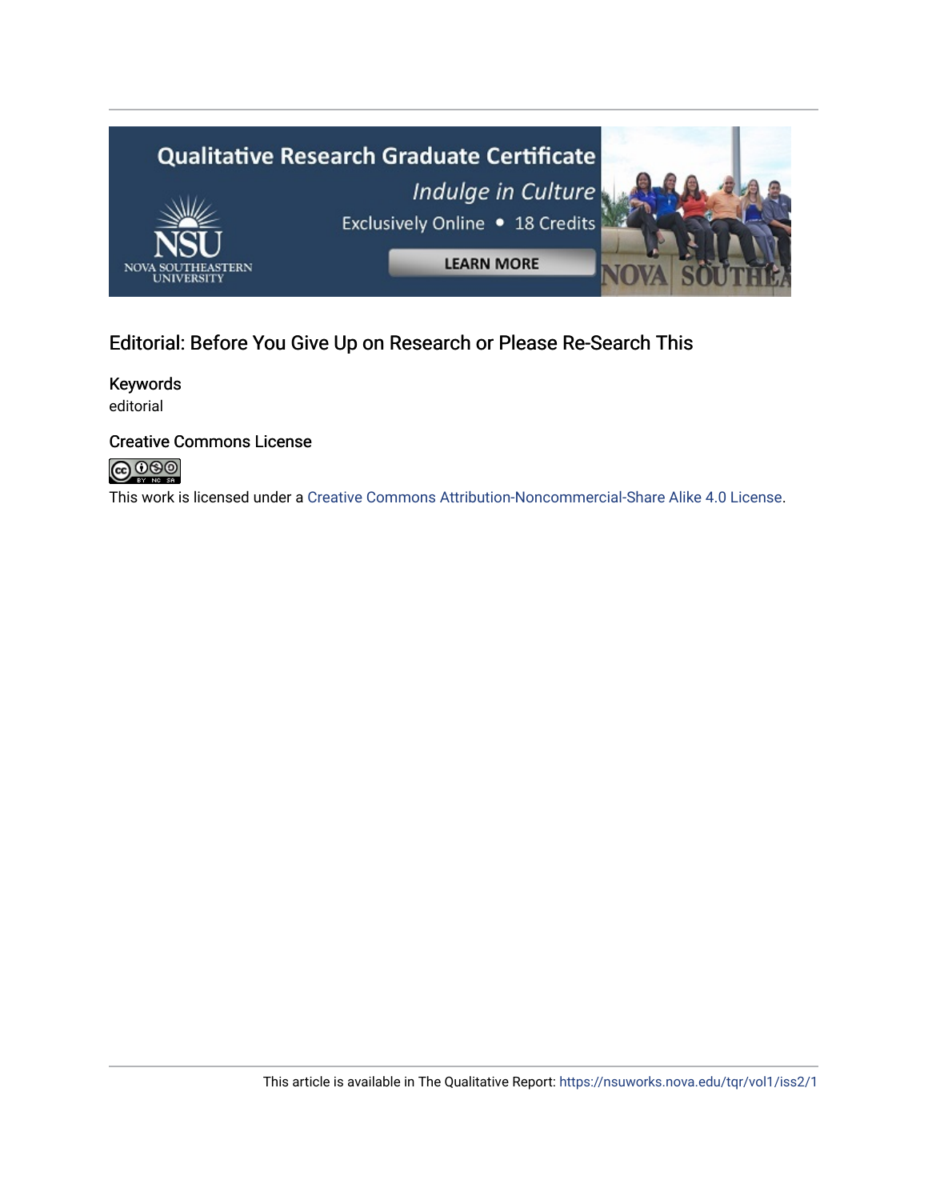## Editorial: Before You Give Up on Research or Please Re-Search This

### Keywords

editorial

### Creative Commons License

This work is licensed under a Creative Commons Attribution-Noncommercial-Share Alike 4.0 License.

This article is available in The Qualitative Report: https://nsuworks.nova.edu/tqr/vol1/iss2/1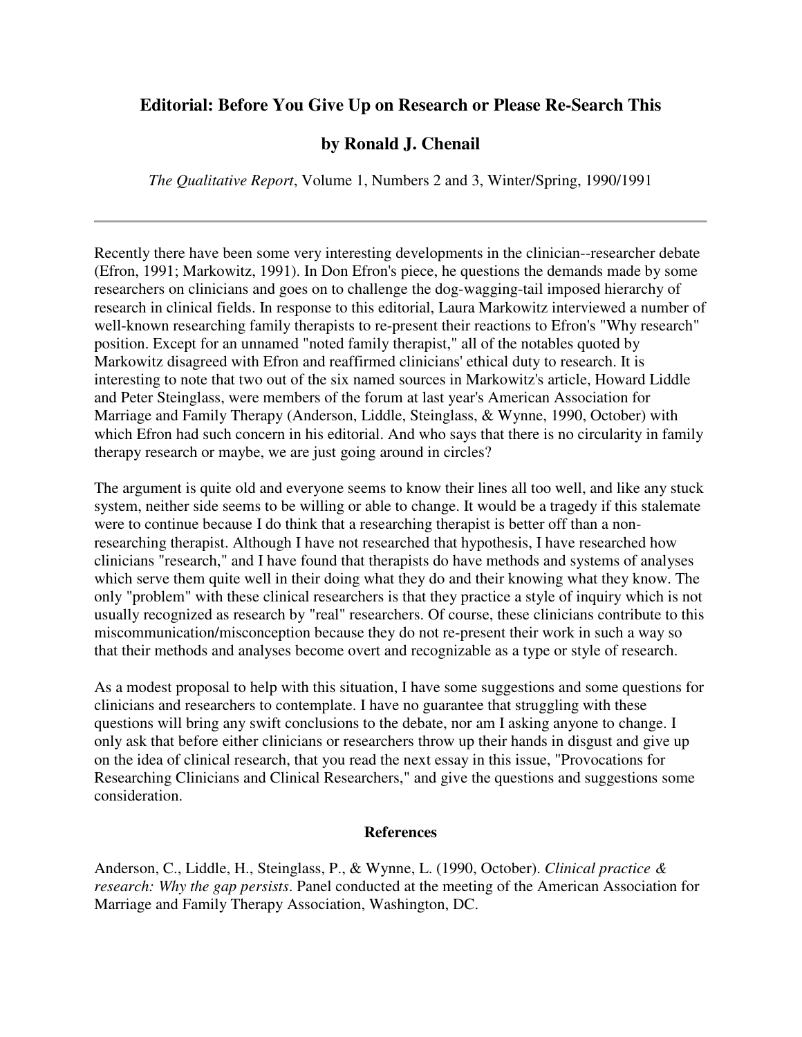# Editorial: Before You Give Up on Research or Please Re-Search This

## by Ronald J. Chenail

*The Qualitative Report*, Volume 1, Numbers 2 and 3, Winter/Spring, 1990/1991

---

Recently there have been some very interesting developments in the clinician--researcher debate (Efron, 1991; Markowitz, 1991). In Don Efron's piece, he questions the demands made by some researchers on clinicians and goes on to challenge the dog-wagging-tail imposed hierarchy of research in clinical fields. In response to this editorial, Laura Markowitz interviewed a number of well-known researching family therapists to re-present their reactions to Efron's "Why research" position. Except for an unnamed "noted family therapist," all of the notables quoted by Markowitz disagreed with Efron and reaffirmed clinicians' ethical duty to research. It is interesting to note that two out of the six named sources in Markowitz's article, Howard Liddle and Peter Steinglass, were members of the forum at last year's American Association for Marriage and Family Therapy (Anderson, Liddle, Steinglass, & Wynne, 1990, October) with which Efron had such concern in his editorial. And who says that there is no circularity in family therapy research or maybe, we are just going around in circles?

The argument is quite old and everyone seems to know their lines all too well, and like any stuck system, neither side seems to be willing or able to change. It would be a tragedy if this stalemate were to continue because I do think that a researching therapist is better off than a non-researching therapist. Although I have not researched that hypothesis, I have researched how clinicians "research," and I have found that therapists do have methods and systems of analyses which serve them quite well in their doing what they do and their knowing what they know. The only "problem" with these clinical researchers is that they practice a style of inquiry which is not usually recognized as research by "real" researchers. Of course, these clinicians contribute to this miscommunication/misconception because they do not re-present their work in such a way so that their methods and analyses become overt and recognizable as a type or style of research.

As a modest proposal to help with this situation, I have some suggestions and some questions for clinicians and researchers to contemplate. I have no guarantee that struggling with these questions will bring any swift conclusions to the debate, nor am I asking anyone to change. I only ask that before either clinicians or researchers throw up their hands in disgust and give up on the idea of clinical research, that you read the next essay in this issue, "Provocations for Researching Clinicians and Clinical Researchers," and give the questions and suggestions some consideration.

### References

Anderson, C., Liddle, H., Steinglass, P., & Wynne, L. (1990, October). *Clinical practice & research: Why the gap persists*. Panel conducted at the meeting of the American Association for Marriage and Family Therapy Association, Washington, DC.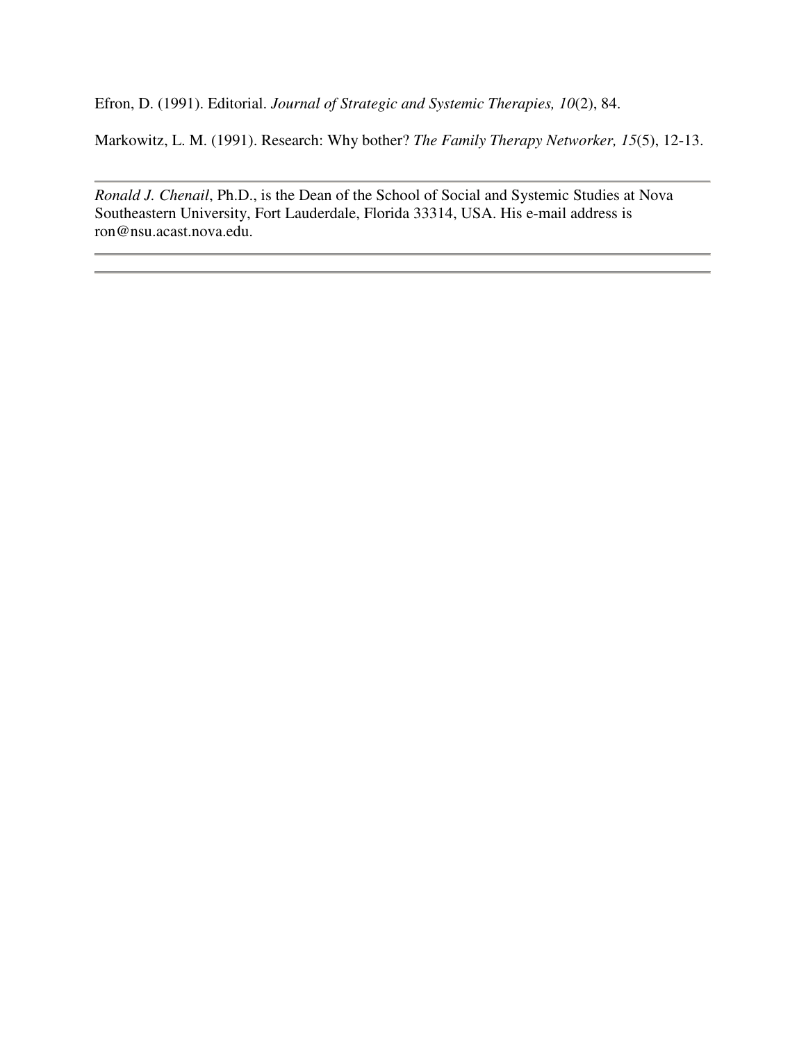Efron, D. (1991). Editorial. *Journal of Strategic and Systemic Therapies, 10*(2), 84.

Markowitz, L. M. (1991). Research: Why bother? *The Family Therapy Networker, 15*(5), 12-13.

---

*Ronald J. Chenail*, Ph.D., is the Dean of the School of Social and Systemic Studies at Nova Southeastern University, Fort Lauderdale, Florida 33314, USA. His e-mail address is ron@nsu.acast.nova.edu.

---